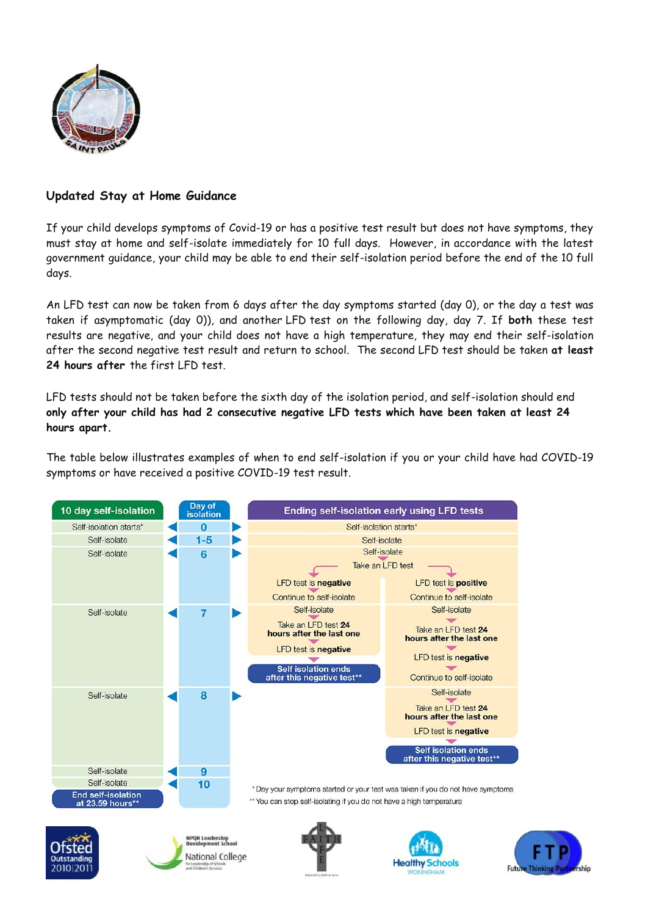## Updated Stay at Home Guidance

If your child develops symptoms of Covid-19 or has a positive test result but does not have symptoms, they must stay at home and self-isolate immediately for 10 full days. However, in accordance with the latest government guidance, your child may be able to end their self-isolation period before the end of the 10 full days.

An LFD test can now be taken from 6 days after the day symptoms started (day 0), or the day a test was taken if asymptomatic (day 0)), and another LFD test on the following day, day 7. If **both** these test results are negative, and your child does not have a high temperature, they may end their self-isolation after the second negative test result and return to school. The second LFD test should be taken **at least 24 hours after** the first LFD test.

LFD tests should not be taken before the sixth day of the isolation period, and self-isolation should end **only after your child has had 2 consecutive negative LFD tests which have been taken at least 24 hours apart.**

The table below illustrates examples of when to end self-isolation if you or your child have had COVID-19 symptoms or have received a positive COVID-19 test result.

| 10 day self-isolation | Day of isolation | Ending self-isolation early using LFD tests | |
|---|---|---|---|
| Self-isolation starts* | 0 | Self-isolation starts* | |
| Self-isolate | 1-5 | Self-isolate | |
| Self-isolate | 6 | Self-isolate<br>Take an LFD test<br>LFD test is **negative**<br>Continue to self-isolate | Self-isolate<br>Take an LFD test<br>LFD test is **positive**<br>Continue to self-isolate |
| Self-isolate | 7 | Self-isolate<br>Take an LFD test **24 hours after the last one**<br>LFD test is **negative**<br>**Self isolation ends after this negative test**** | Self-isolate<br>Take an LFD test **24 hours after the last one**<br>LFD test is **negative**<br>Continue to self-isolate |
| Self-isolate | 8 | | Self-isolate<br>Take an LFD test **24 hours after the last one**<br>LFD test is **negative**<br>**Self isolation ends after this negative test**** |
| Self-isolate | 9 | | |
| Self-isolate<br>**End self-isolation at 23.59 hours**** | 10 | | |

\* Day your symptoms started or your test was taken if you do not have symptoms

** You can stop self-isolating if you do not have a high temperature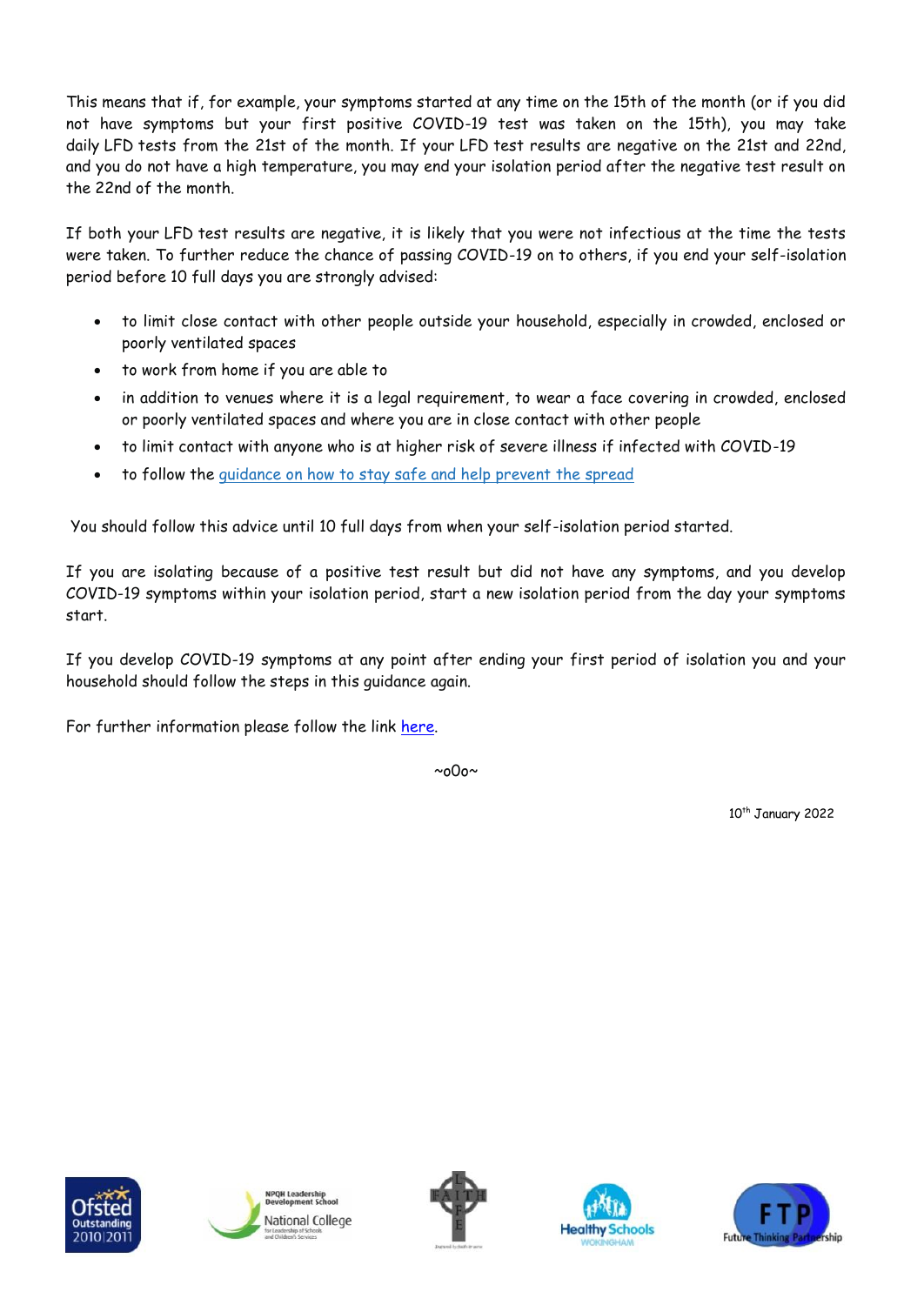This means that if, for example, your symptoms started at any time on the 15th of the month (or if you did not have symptoms but your first positive COVID-19 test was taken on the 15th), you may take daily LFD tests from the 21st of the month. If your LFD test results are negative on the 21st and 22nd, and you do not have a high temperature, you may end your isolation period after the negative test result on the 22nd of the month.

If both your LFD test results are negative, it is likely that you were not infectious at the time the tests were taken. To further reduce the chance of passing COVID-19 on to others, if you end your self-isolation period before 10 full days you are strongly advised:

- to limit close contact with other people outside your household, especially in crowded, enclosed or poorly ventilated spaces
- to work from home if you are able to
- in addition to venues where it is a legal requirement, to wear a face covering in crowded, enclosed or poorly ventilated spaces and where you are in close contact with other people
- to limit contact with anyone who is at higher risk of severe illness if infected with COVID-19
- to follow the guidance on how to stay safe and help prevent the spread

You should follow this advice until 10 full days from when your self-isolation period started.

If you are isolating because of a positive test result but did not have any symptoms, and you develop COVID-19 symptoms within your isolation period, start a new isolation period from the day your symptoms start.

If you develop COVID-19 symptoms at any point after ending your first period of isolation you and your household should follow the steps in this guidance again.

For further information please follow the link here.

~o0o~

10th January 2022